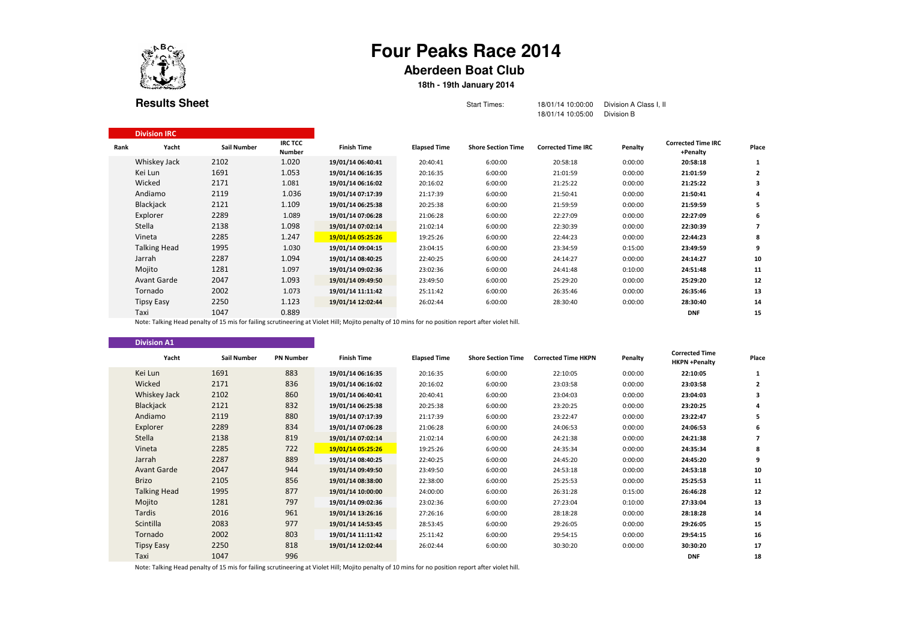# Four Peaks Race 2014

## Aberdeen Boat Club

**18th - 19th January 2014**

**Results Sheet**

Start Times: 18/01/14 10:00:00 Division A Class I, II
18/01/14 10:05:00 Division B

### Division IRC

| Rank | Yacht | Sail Number | IRC TCC Number | Finish Time | Elapsed Time | Shore Section Time | Corrected Time IRC | Penalty | Corrected Time IRC +Penalty | Place |
|---|---|---|---|---|---|---|---|---|---|---|
| | Whiskey Jack | 2102 | 1.020 | **19/01/14 06:40:41** | 20:40:41 | 6:00:00 | 20:58:18 | 0:00:00 | **20:58:18** | **1** |
| | Kei Lun | 1691 | 1.053 | **19/01/14 06:16:35** | 20:16:35 | 6:00:00 | 21:01:59 | 0:00:00 | **21:01:59** | **2** |
| | Wicked | 2171 | 1.081 | **19/01/14 06:16:02** | 20:16:02 | 6:00:00 | 21:25:22 | 0:00:00 | **21:25:22** | **3** |
| | Andiamo | 2119 | 1.036 | **19/01/14 07:17:39** | 21:17:39 | 6:00:00 | 21:50:41 | 0:00:00 | **21:50:41** | **4** |
| | Blackjack | 2121 | 1.109 | **19/01/14 06:25:38** | 20:25:38 | 6:00:00 | 21:59:59 | 0:00:00 | **21:59:59** | **5** |
| | Explorer | 2289 | 1.089 | **19/01/14 07:06:28** | 21:06:28 | 6:00:00 | 22:27:09 | 0:00:00 | **22:27:09** | **6** |
| | Stella | 2138 | 1.098 | **19/01/14 07:02:14** | 21:02:14 | 6:00:00 | 22:30:39 | 0:00:00 | **22:30:39** | **7** |
| | Vineta | 2285 | 1.247 | **19/01/14 05:25:26** | 19:25:26 | 6:00:00 | 22:44:23 | 0:00:00 | **22:44:23** | **8** |
| | Talking Head | 1995 | 1.030 | **19/01/14 09:04:15** | 23:04:15 | 6:00:00 | 23:34:59 | 0:15:00 | **23:49:59** | **9** |
| | Jarrah | 2287 | 1.094 | **19/01/14 08:40:25** | 22:40:25 | 6:00:00 | 24:14:27 | 0:00:00 | **24:14:27** | **10** |
| | Mojito | 1281 | 1.097 | **19/01/14 09:02:36** | 23:02:36 | 6:00:00 | 24:41:48 | 0:10:00 | **24:51:48** | **11** |
| | Avant Garde | 2047 | 1.093 | **19/01/14 09:49:50** | 23:49:50 | 6:00:00 | 25:29:20 | 0:00:00 | **25:29:20** | **12** |
| | Tornado | 2002 | 1.073 | **19/01/14 11:11:42** | 25:11:42 | 6:00:00 | 26:35:46 | 0:00:00 | **26:35:46** | **13** |
| | Tipsy Easy | 2250 | 1.123 | **19/01/14 12:02:44** | 26:02:44 | 6:00:00 | 28:30:40 | 0:00:00 | **28:30:40** | **14** |
| | Taxi | 1047 | 0.889 | | | | | | **DNF** | **15** |

Note: Talking Head penalty of 15 mis for failing scrutineering at Violet Hill; Mojito penalty of 10 mins for no position report after violet hill.

### Division A1

| Yacht | Sail Number | PN Number | Finish Time | Elapsed Time | Shore Section Time | Corrected Time HKPN | Penalty | Corrected Time HKPN +Penalty | Place |
|---|---|---|---|---|---|---|---|---|---|
| Kei Lun | 1691 | 883 | **19/01/14 06:16:35** | 20:16:35 | 6:00:00 | 22:10:05 | 0:00:00 | **22:10:05** | **1** |
| Wicked | 2171 | 836 | **19/01/14 06:16:02** | 20:16:02 | 6:00:00 | 23:03:58 | 0:00:00 | **23:03:58** | **2** |
| Whiskey Jack | 2102 | 860 | **19/01/14 06:40:41** | 20:40:41 | 6:00:00 | 23:04:03 | 0:00:00 | **23:04:03** | **3** |
| Blackjack | 2121 | 832 | **19/01/14 06:25:38** | 20:25:38 | 6:00:00 | 23:20:25 | 0:00:00 | **23:20:25** | **4** |
| Andiamo | 2119 | 880 | **19/01/14 07:17:39** | 21:17:39 | 6:00:00 | 23:22:47 | 0:00:00 | **23:22:47** | **5** |
| Explorer | 2289 | 834 | **19/01/14 07:06:28** | 21:06:28 | 6:00:00 | 24:06:53 | 0:00:00 | **24:06:53** | **6** |
| Stella | 2138 | 819 | **19/01/14 07:02:14** | 21:02:14 | 6:00:00 | 24:21:38 | 0:00:00 | **24:21:38** | **7** |
| Vineta | 2285 | 722 | **19/01/14 05:25:26** | 19:25:26 | 6:00:00 | 24:35:34 | 0:00:00 | **24:35:34** | **8** |
| Jarrah | 2287 | 889 | **19/01/14 08:40:25** | 22:40:25 | 6:00:00 | 24:45:20 | 0:00:00 | **24:45:20** | **9** |
| Avant Garde | 2047 | 944 | **19/01/14 09:49:50** | 23:49:50 | 6:00:00 | 24:53:18 | 0:00:00 | **24:53:18** | **10** |
| Brizo | 2105 | 856 | **19/01/14 08:38:00** | 22:38:00 | 6:00:00 | 25:25:53 | 0:00:00 | **25:25:53** | **11** |
| Talking Head | 1995 | 877 | **19/01/14 10:00:00** | 24:00:00 | 6:00:00 | 26:31:28 | 0:15:00 | **26:46:28** | **12** |
| Mojito | 1281 | 797 | **19/01/14 09:02:36** | 23:02:36 | 6:00:00 | 27:23:04 | 0:10:00 | **27:33:04** | **13** |
| Tardis | 2016 | 961 | **19/01/14 13:26:16** | 27:26:16 | 6:00:00 | 28:18:28 | 0:00:00 | **28:18:28** | **14** |
| Scintilla | 2083 | 977 | **19/01/14 14:53:45** | 28:53:45 | 6:00:00 | 29:26:05 | 0:00:00 | **29:26:05** | **15** |
| Tornado | 2002 | 803 | **19/01/14 11:11:42** | 25:11:42 | 6:00:00 | 29:54:15 | 0:00:00 | **29:54:15** | **16** |
| Tipsy Easy | 2250 | 818 | **19/01/14 12:02:44** | 26:02:44 | 6:00:00 | 30:30:20 | 0:00:00 | **30:30:20** | **17** |
| Taxi | 1047 | 996 | | | | | | **DNF** | **18** |

Note: Talking Head penalty of 15 mis for failing scrutineering at Violet Hill; Mojito penalty of 10 mins for no position report after violet hill.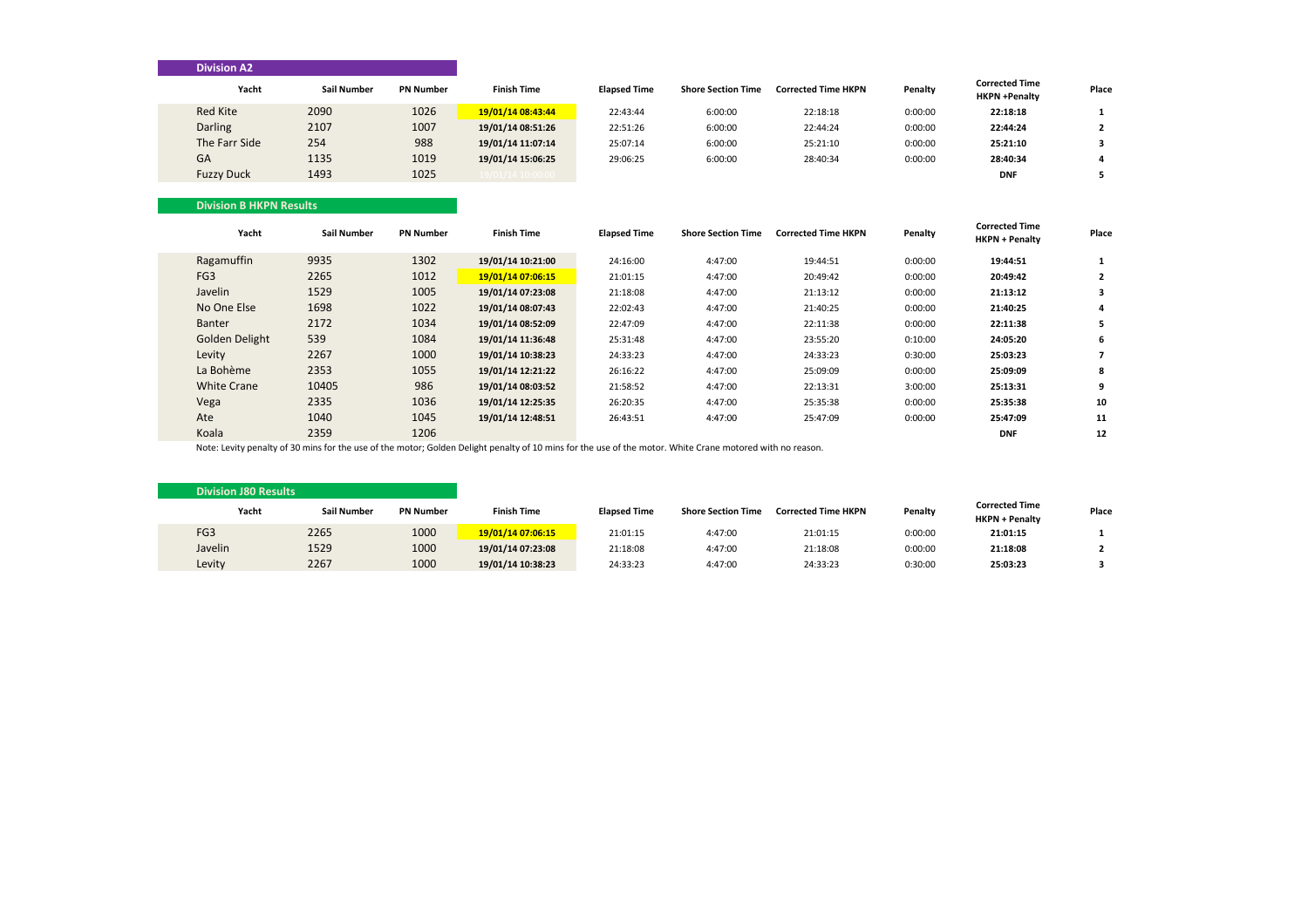## Division A2

| Yacht | Sail Number | PN Number | Finish Time | Elapsed Time | Shore Section Time | Corrected Time HKPN | Penalty | Corrected Time HKPN +Penalty | Place |
|---|---|---|---|---|---|---|---|---|---|
| Red Kite | 2090 | 1026 | **19/01/14 08:43:44** | 22:43:44 | 6:00:00 | 22:18:18 | 0:00:00 | **22:18:18** | **1** |
| Darling | 2107 | 1007 | **19/01/14 08:51:26** | 22:51:26 | 6:00:00 | 22:44:24 | 0:00:00 | **22:44:24** | **2** |
| The Farr Side | 254 | 988 | **19/01/14 11:07:14** | 25:07:14 | 6:00:00 | 25:21:10 | 0:00:00 | **25:21:10** | **3** |
| GA | 1135 | 1019 | **19/01/14 15:06:25** | 29:06:25 | 6:00:00 | 28:40:34 | 0:00:00 | **28:40:34** | **4** |
| Fuzzy Duck | 1493 | 1025 | 19/01/14 10:00:00 | | | | | **DNF** | **5** |

## Division B HKPN Results

| Yacht | Sail Number | PN Number | Finish Time | Elapsed Time | Shore Section Time | Corrected Time HKPN | Penalty | Corrected Time HKPN + Penalty | Place |
|---|---|---|---|---|---|---|---|---|---|
| Ragamuffin | 9935 | 1302 | **19/01/14 10:21:00** | 24:16:00 | 4:47:00 | 19:44:51 | 0:00:00 | **19:44:51** | **1** |
| FG3 | 2265 | 1012 | **19/01/14 07:06:15** | 21:01:15 | 4:47:00 | 20:49:42 | 0:00:00 | **20:49:42** | **2** |
| Javelin | 1529 | 1005 | **19/01/14 07:23:08** | 21:18:08 | 4:47:00 | 21:13:12 | 0:00:00 | **21:13:12** | **3** |
| No One Else | 1698 | 1022 | **19/01/14 08:07:43** | 22:02:43 | 4:47:00 | 21:40:25 | 0:00:00 | **21:40:25** | **4** |
| Banter | 2172 | 1034 | **19/01/14 08:52:09** | 22:47:09 | 4:47:00 | 22:11:38 | 0:00:00 | **22:11:38** | **5** |
| Golden Delight | 539 | 1084 | **19/01/14 11:36:48** | 25:31:48 | 4:47:00 | 23:55:20 | 0:10:00 | **24:05:20** | **6** |
| Levity | 2267 | 1000 | **19/01/14 10:38:23** | 24:33:23 | 4:47:00 | 24:33:23 | 0:30:00 | **25:03:23** | **7** |
| La Bohème | 2353 | 1055 | **19/01/14 12:21:22** | 26:16:22 | 4:47:00 | 25:09:09 | 0:00:00 | **25:09:09** | **8** |
| White Crane | 10405 | 986 | **19/01/14 08:03:52** | 21:58:52 | 4:47:00 | 22:13:31 | 3:00:00 | **25:13:31** | **9** |
| Vega | 2335 | 1036 | **19/01/14 12:25:35** | 26:20:35 | 4:47:00 | 25:35:38 | 0:00:00 | **25:35:38** | **10** |
| Ate | 1040 | 1045 | **19/01/14 12:48:51** | 26:43:51 | 4:47:00 | 25:47:09 | 0:00:00 | **25:47:09** | **11** |
| Koala | 2359 | 1206 | | | | | | **DNF** | **12** |

Note: Levity penalty of 30 mins for the use of the motor; Golden Delight penalty of 10 mins for the use of the motor. White Crane motored with no reason.

## Division J80 Results

| Yacht | Sail Number | PN Number | Finish Time | Elapsed Time | Shore Section Time | Corrected Time HKPN | Penalty | Corrected Time HKPN + Penalty | Place |
|---|---|---|---|---|---|---|---|---|---|
| FG3 | 2265 | 1000 | **19/01/14 07:06:15** | 21:01:15 | 4:47:00 | 21:01:15 | 0:00:00 | **21:01:15** | **1** |
| Javelin | 1529 | 1000 | **19/01/14 07:23:08** | 21:18:08 | 4:47:00 | 21:18:08 | 0:00:00 | **21:18:08** | **2** |
| Levity | 2267 | 1000 | **19/01/14 10:38:23** | 24:33:23 | 4:47:00 | 24:33:23 | 0:30:00 | **25:03:23** | **3** |